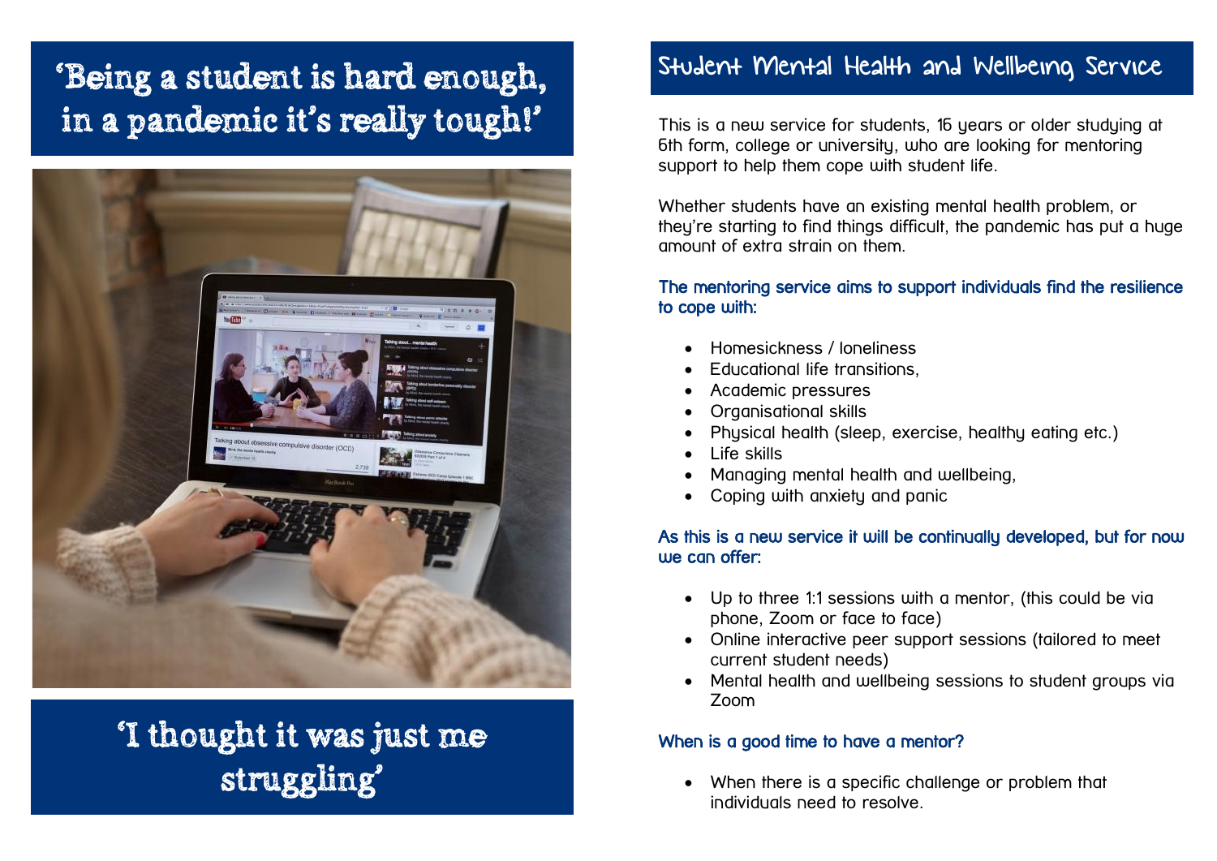# 'Being a student is hard enough, in a pandemic it's really tough!'

# 'I thought it was just me struggling'

## Student Mental Health and Wellbeing Service

This is a new service for students, 16 years or older studying at 6th form, college or university, who are looking for mentoring support to help them cope with student life.

Whether students have an existing mental health problem, or they're starting to find things difficult, the pandemic has put a huge amount of extra strain on them.

### The mentoring service aims to support individuals find the resilience to cope with:

- Homesickness / loneliness
- Educational life transitions,
- Academic pressures
- Organisational skills
- Physical health (sleep, exercise, healthy eating etc.)
- Life skills
- Managing mental health and wellbeing,
- Coping with anxiety and panic

### As this is a new service it will be continually developed, but for now we can offer:

- Up to three 1:1 sessions with a mentor, (this could be via phone, Zoom or face to face)
- Online interactive peer support sessions (tailored to meet current student needs)
- Mental health and wellbeing sessions to student groups via Zoom

### When is a good time to have a mentor?

- When there is a specific challenge or problem that individuals need to resolve.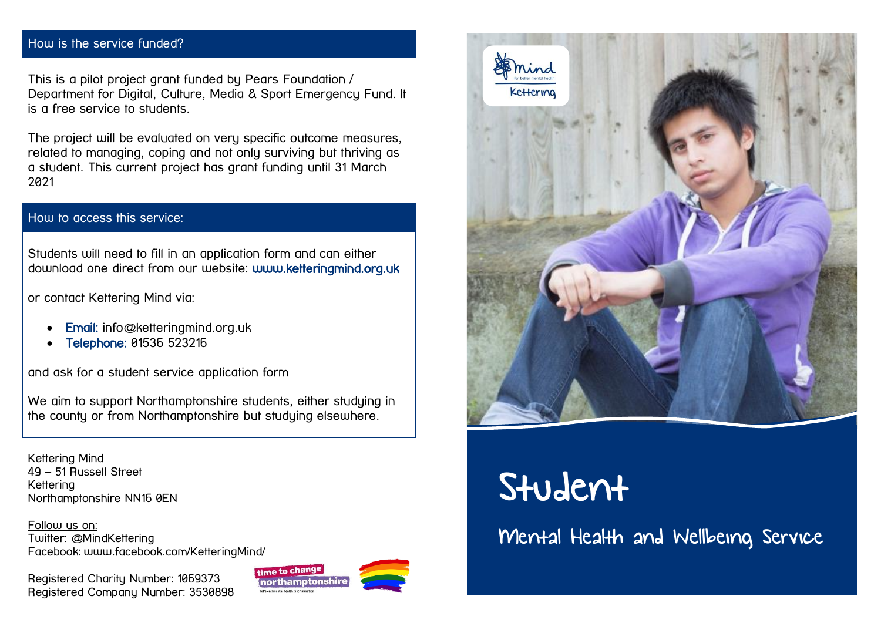## How is the service funded?

This is a pilot project grant funded by Pears Foundation / Department for Digital, Culture, Media & Sport Emergency Fund. It is a free service to students.

The project will be evaluated on very specific outcome measures, related to managing, coping and not only surviving but thriving as a student. This current project has grant funding until 31 March 2021

## How to access this service:

Students will need to fill in an application form and can either download one direct from our website: **www.ketteringmind.org.uk**

or contact Kettering Mind via:

- **Email:** info@ketteringmind.org.uk
- **Telephone:** 01536 523216

and ask for a student service application form

We aim to support Northamptonshire students, either studying in the county or from Northamptonshire but studying elsewhere.

Kettering Mind
49 – 51 Russell Street
Kettering
Northamptonshire NN16 0EN

Follow us on:
Twitter: @MindKettering
Facebook: www.facebook.com/KetteringMind/

Registered Charity Number: 1069373
Registered Company Number: 3530898

time to change northamptonshire
let's end mental health discrimination

mind
for better mental health
Kettering

# Student

## Mental Health and Wellbeing Service